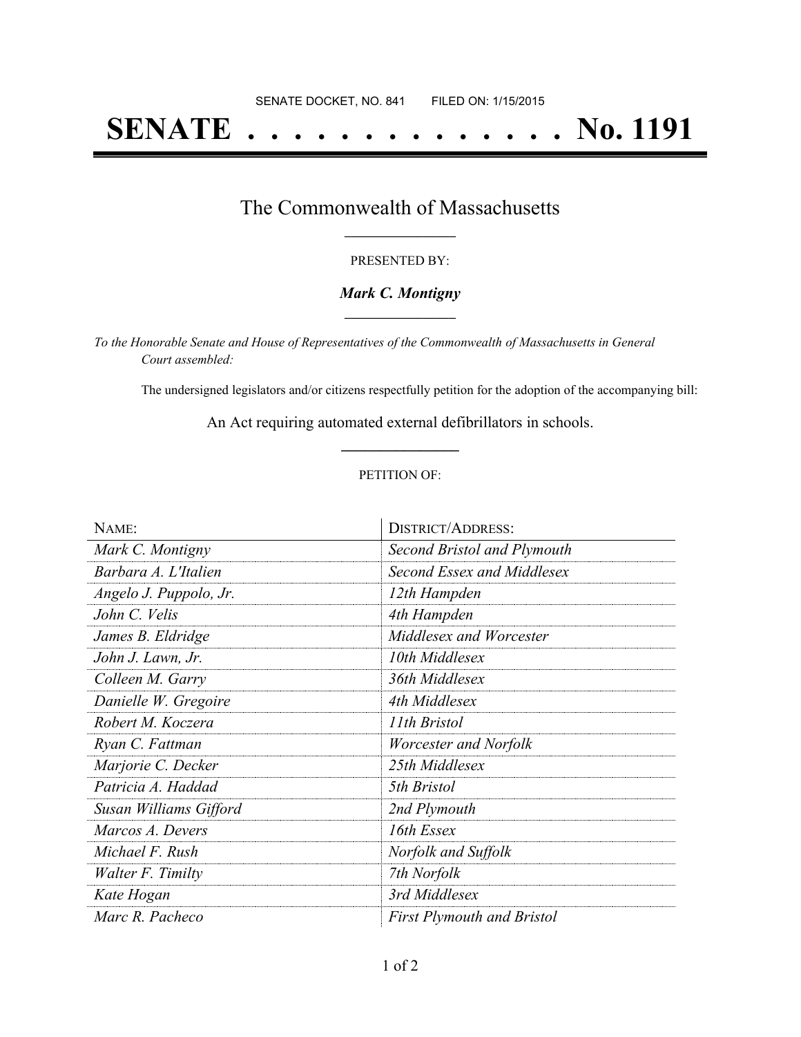SENATE DOCKET, NO. 841 FILED ON: 1/15/2015

# SENATE . . . . . . . . . . . . . . No. 1191

## The Commonwealth of Massachusetts

PRESENTED BY:

***Mark C. Montigny***

*To the Honorable Senate and House of Representatives of the Commonwealth of Massachusetts in General Court assembled:*

The undersigned legislators and/or citizens respectfully petition for the adoption of the accompanying bill:

An Act requiring automated external defibrillators in schools.

PETITION OF:

| NAME: | DISTRICT/ADDRESS: |
|---|---|
| *Mark C. Montigny* | *Second Bristol and Plymouth* |
| *Barbara A. L'Italien* | *Second Essex and Middlesex* |
| *Angelo J. Puppolo, Jr.* | *12th Hampden* |
| *John C. Velis* | *4th Hampden* |
| *James B. Eldridge* | *Middlesex and Worcester* |
| *John J. Lawn, Jr.* | *10th Middlesex* |
| *Colleen M. Garry* | *36th Middlesex* |
| *Danielle W. Gregoire* | *4th Middlesex* |
| *Robert M. Koczera* | *11th Bristol* |
| *Ryan C. Fattman* | *Worcester and Norfolk* |
| *Marjorie C. Decker* | *25th Middlesex* |
| *Patricia A. Haddad* | *5th Bristol* |
| *Susan Williams Gifford* | *2nd Plymouth* |
| *Marcos A. Devers* | *16th Essex* |
| *Michael F. Rush* | *Norfolk and Suffolk* |
| *Walter F. Timilty* | *7th Norfolk* |
| *Kate Hogan* | *3rd Middlesex* |
| *Marc R. Pacheco* | *First Plymouth and Bristol* |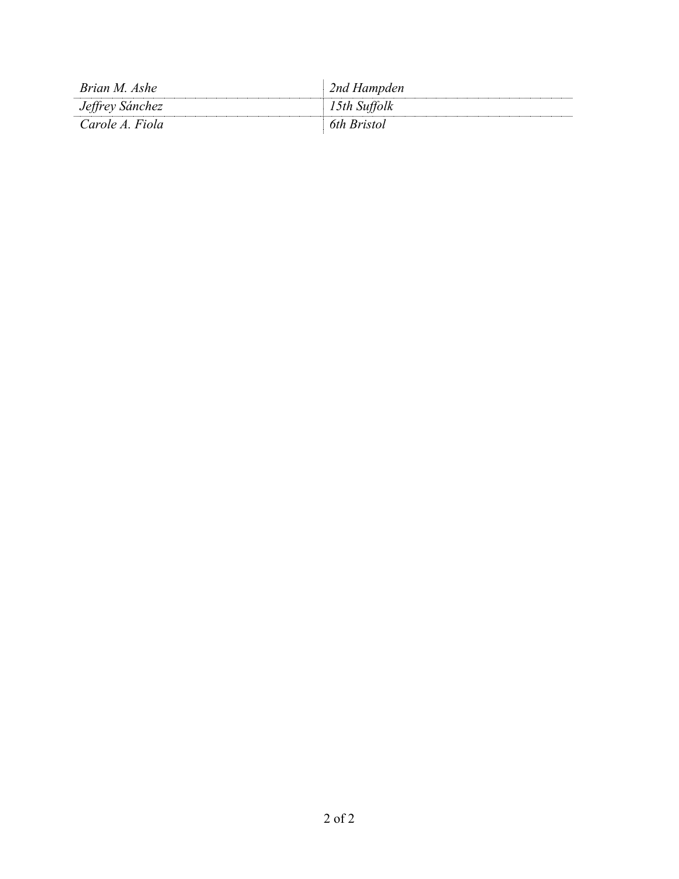| | |
|---|---|
| *Brian M. Ashe* | *2nd Hampden* |
| *Jeffrey Sánchez* | *15th Suffolk* |
| *Carole A. Fiola* | *6th Bristol* |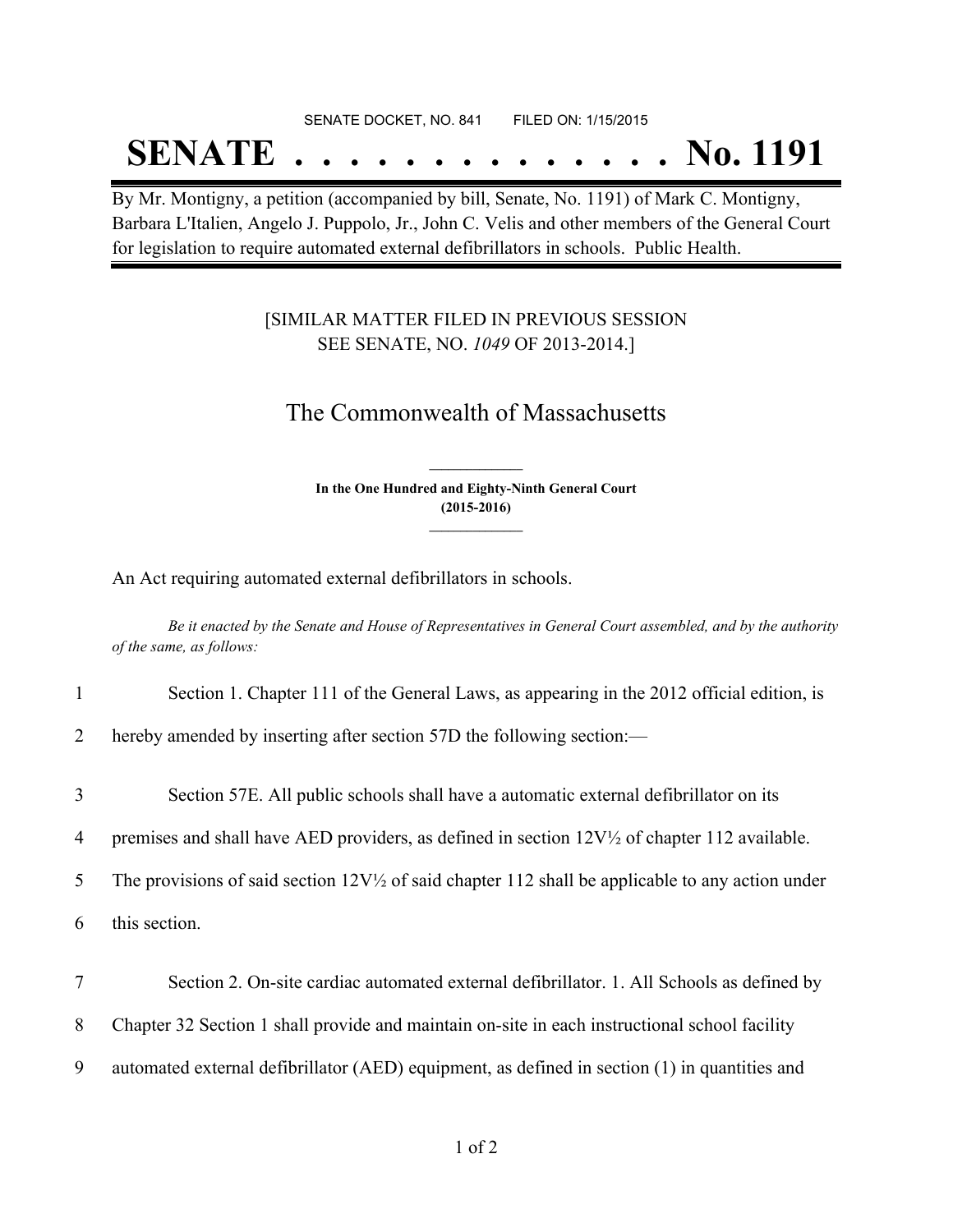SENATE DOCKET, NO. 841        FILED ON: 1/15/2015

# SENATE . . . . . . . . . . . . . . No. 1191

By Mr. Montigny, a petition (accompanied by bill, Senate, No. 1191) of Mark C. Montigny, Barbara L'Italien, Angelo J. Puppolo, Jr., John C. Velis and other members of the General Court for legislation to require automated external defibrillators in schools.  Public Health.

[SIMILAR MATTER FILED IN PREVIOUS SESSION
SEE SENATE, NO. *1049* OF 2013-2014.]

## The Commonwealth of Massachusetts

**In the One Hundred and Eighty-Ninth General Court**
**(2015-2016)**

An Act requiring automated external defibrillators in schools.

*Be it enacted by the Senate and House of Representatives in General Court assembled, and by the authority of the same, as follows:*

1 Section 1. Chapter 111 of the General Laws, as appearing in the 2012 official edition, is
2 hereby amended by inserting after section 57D the following section:—

3 Section 57E. All public schools shall have a automatic external defibrillator on its
4 premises and shall have AED providers, as defined in section 12V½ of chapter 112 available.
5 The provisions of said section 12V½ of said chapter 112 shall be applicable to any action under
6 this section.

7 Section 2. On-site cardiac automated external defibrillator. 1. All Schools as defined by
8 Chapter 32 Section 1 shall provide and maintain on-site in each instructional school facility
9 automated external defibrillator (AED) equipment, as defined in section (1) in quantities and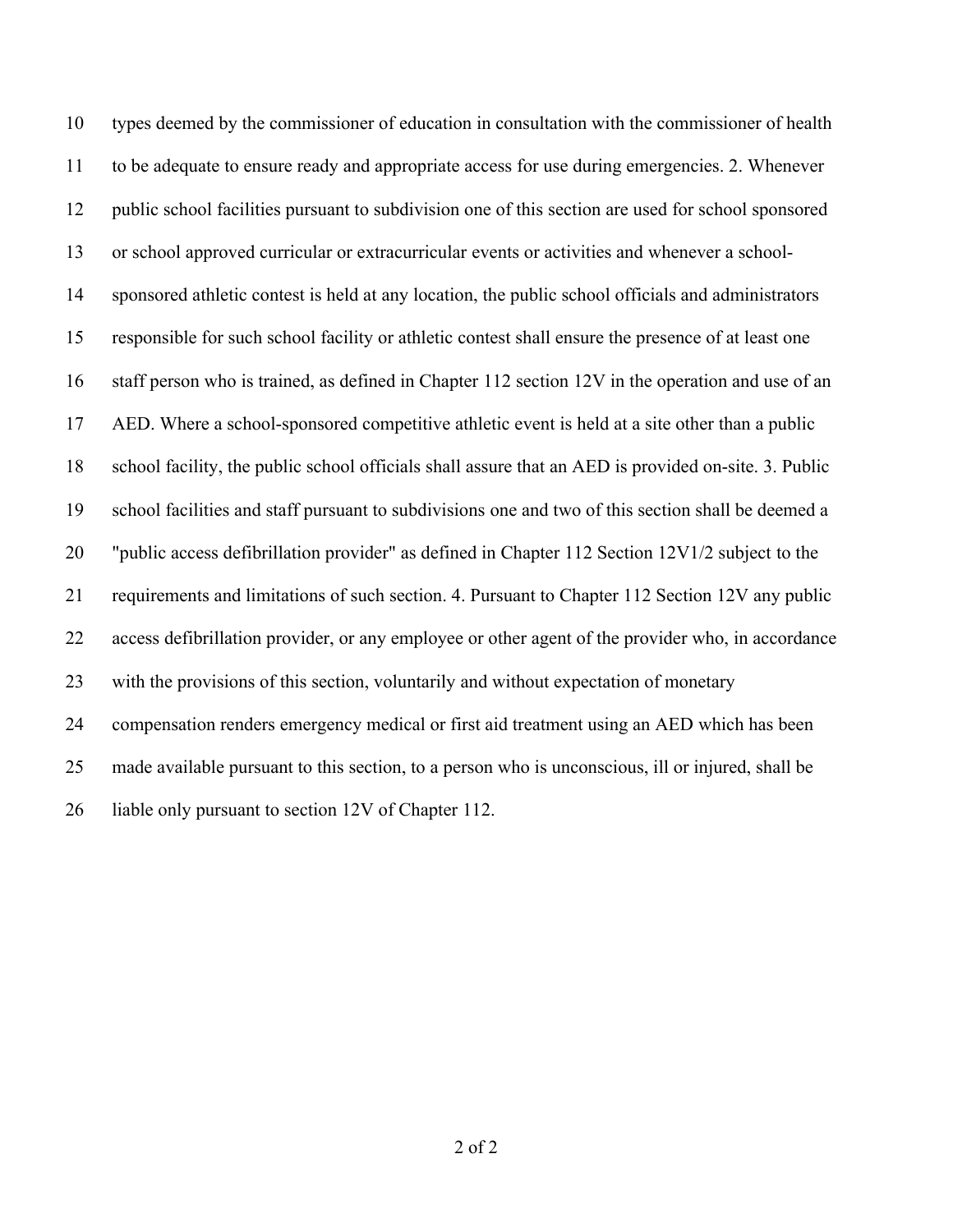types deemed by the commissioner of education in consultation with the commissioner of health to be adequate to ensure ready and appropriate access for use during emergencies. 2. Whenever public school facilities pursuant to subdivision one of this section are used for school sponsored or school approved curricular or extracurricular events or activities and whenever a school-sponsored athletic contest is held at any location, the public school officials and administrators responsible for such school facility or athletic contest shall ensure the presence of at least one staff person who is trained, as defined in Chapter 112 section 12V in the operation and use of an AED. Where a school-sponsored competitive athletic event is held at a site other than a public school facility, the public school officials shall assure that an AED is provided on-site. 3. Public school facilities and staff pursuant to subdivisions one and two of this section shall be deemed a "public access defibrillation provider" as defined in Chapter 112 Section 12V1/2 subject to the requirements and limitations of such section. 4. Pursuant to Chapter 112 Section 12V any public access defibrillation provider, or any employee or other agent of the provider who, in accordance with the provisions of this section, voluntarily and without expectation of monetary compensation renders emergency medical or first aid treatment using an AED which has been made available pursuant to this section, to a person who is unconscious, ill or injured, shall be liable only pursuant to section 12V of Chapter 112.